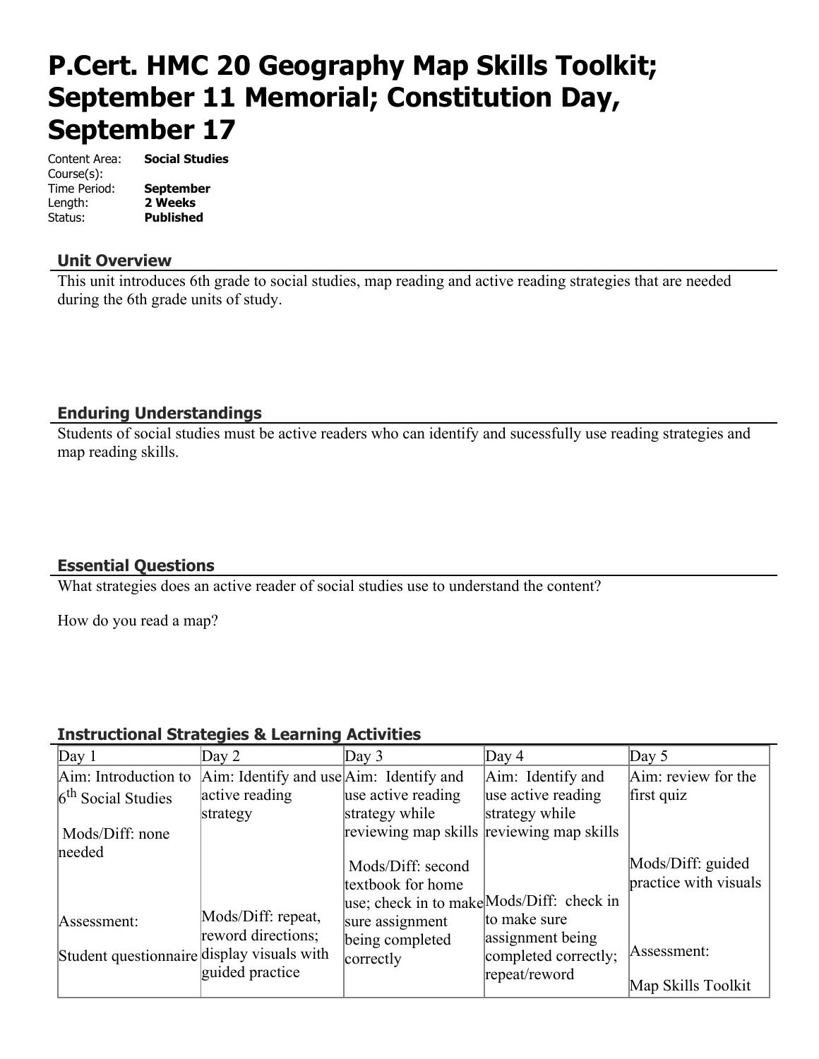# P.Cert. HMC 20 Geography Map Skills Toolkit; September 11 Memorial; Constitution Day, September 17

Content Area: **Social Studies**
Course(s):
Time Period: **September**
Length: **2 Weeks**
Status: **Published**

## Unit Overview

This unit introduces 6th grade to social studies, map reading and active reading strategies that are needed during the 6th grade units of study.

## Enduring Understandings

Students of social studies must be active readers who can identify and sucessfully use reading strategies and map reading skills.

## Essential Questions

What strategies does an active reader of social studies use to understand the content?

How do you read a map?

## Instructional Strategies & Learning Activities

| Day 1 | Day 2 | Day 3 | Day 4 | Day 5 |
|---|---|---|---|---|
| Aim: Introduction to 6th Social Studies<br><br>Mods/Diff: none needed<br><br>Assessment:<br><br>Student questionnaire | Aim: Identify and use active reading strategy<br><br>Mods/Diff: repeat, reword directions; display visuals with guided practice | Aim: Identify and use active reading strategy while reviewing map skills<br><br>Mods/Diff: second textbook for home use; check in to make sure assignment being completed correctly | Aim: Identify and use active reading strategy while reviewing map skills<br><br>Mods/Diff: check in to make sure assignment being completed correctly; repeat/reword | Aim: review for the first quiz<br><br>Mods/Diff: guided practice with visuals<br><br>Assessment:<br><br>Map Skills Toolkit |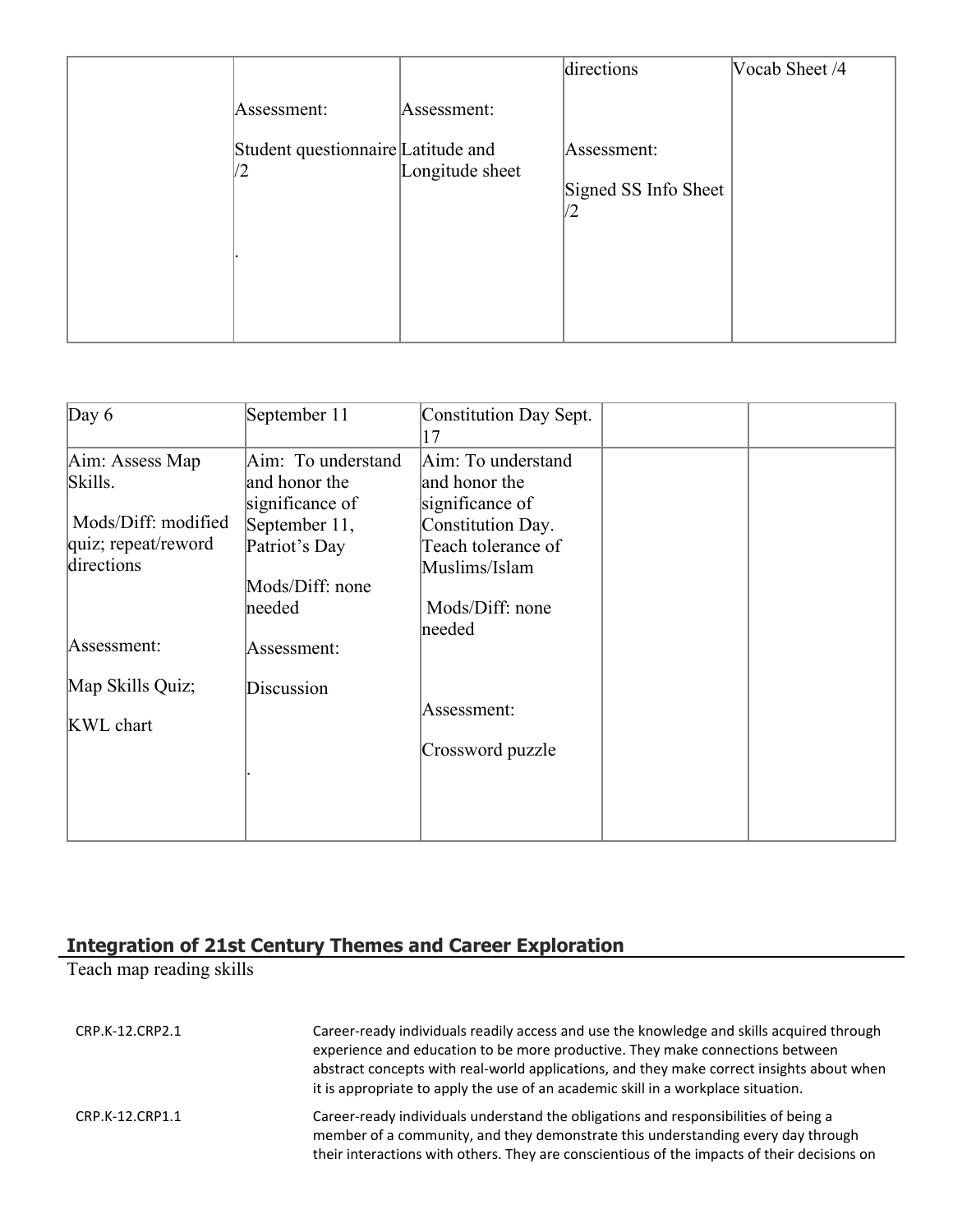|  |  |  |  |  |
|---|---|---|---|---|
|  | Assessment:<br><br>Student questionnaire /2<br><br>. | Assessment:<br><br>Latitude and Longitude sheet | directions<br><br>Assessment:<br><br>Signed SS Info Sheet /2 | Vocab Sheet /4 |

| Day 6 | September 11 | Constitution Day Sept. 17 |  |  |
|---|---|---|---|---|
| Aim: Assess Map Skills.<br><br>Mods/Diff: modified quiz; repeat/reword directions<br><br>Assessment:<br><br>Map Skills Quiz;<br><br>KWL chart | Aim: To understand and honor the significance of September 11, Patriot's Day<br><br>Mods/Diff: none needed<br><br>Assessment:<br><br>Discussion<br><br>. | Aim: To understand and honor the significance of Constitution Day. Teach tolerance of Muslims/Islam<br><br>Mods/Diff: none needed<br><br>Assessment:<br><br>Crossword puzzle |  |  |

## Integration of 21st Century Themes and Career Exploration

Teach map reading skills

| | |
|---|---|
| CRP.K-12.CRP2.1 | Career-ready individuals readily access and use the knowledge and skills acquired through experience and education to be more productive. They make connections between abstract concepts with real-world applications, and they make correct insights about when it is appropriate to apply the use of an academic skill in a workplace situation. |
| CRP.K-12.CRP1.1 | Career-ready individuals understand the obligations and responsibilities of being a member of a community, and they demonstrate this understanding every day through their interactions with others. They are conscientious of the impacts of their decisions on |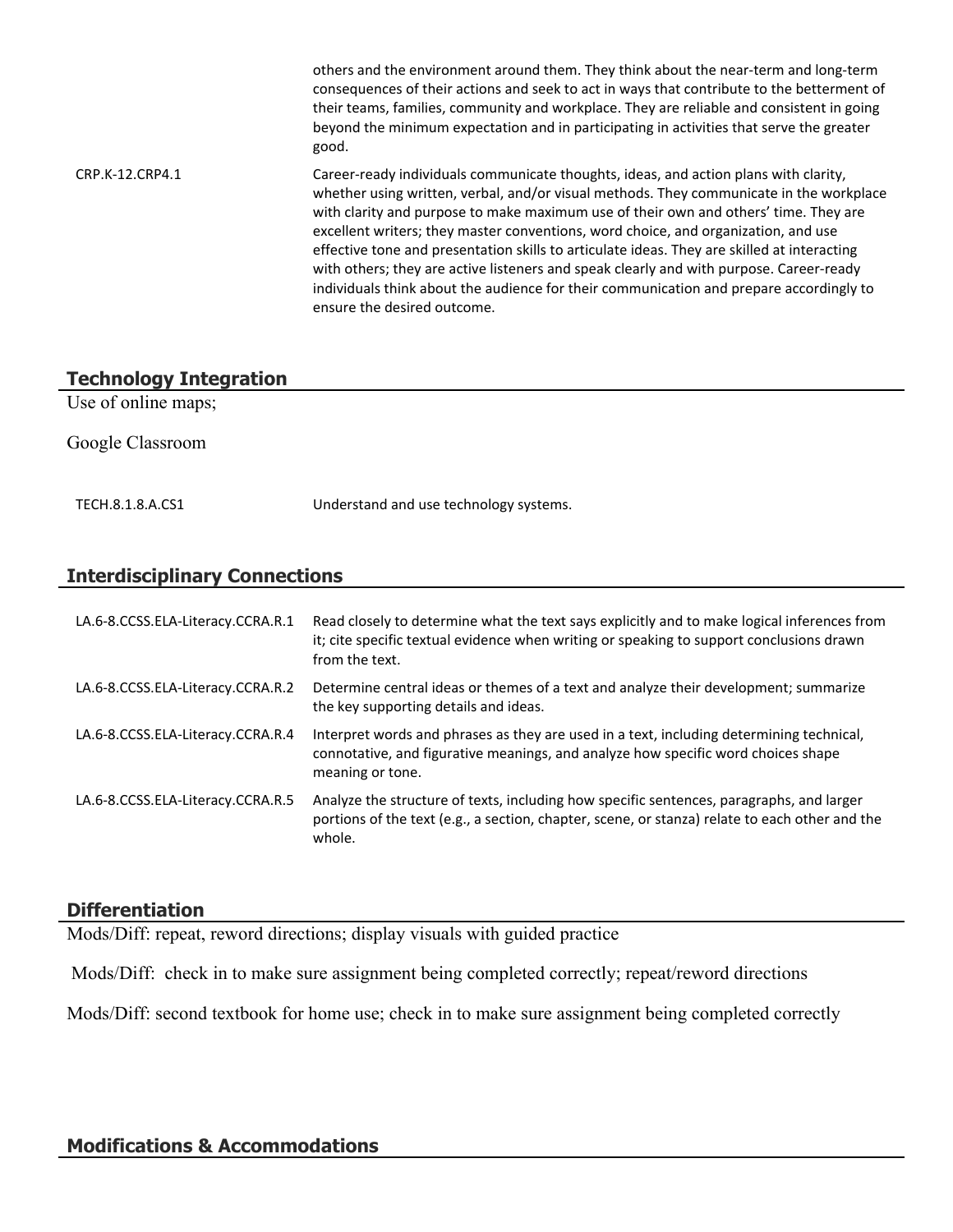| | |
|---|---|
| | others and the environment around them. They think about the near-term and long-term consequences of their actions and seek to act in ways that contribute to the betterment of their teams, families, community and workplace. They are reliable and consistent in going beyond the minimum expectation and in participating in activities that serve the greater good. |
| CRP.K-12.CRP4.1 | Career-ready individuals communicate thoughts, ideas, and action plans with clarity, whether using written, verbal, and/or visual methods. They communicate in the workplace with clarity and purpose to make maximum use of their own and others' time. They are excellent writers; they master conventions, word choice, and organization, and use effective tone and presentation skills to articulate ideas. They are skilled at interacting with others; they are active listeners and speak clearly and with purpose. Career-ready individuals think about the audience for their communication and prepare accordingly to ensure the desired outcome. |

## Technology Integration

Use of online maps;

Google Classroom

| | |
|---|---|
| TECH.8.1.8.A.CS1 | Understand and use technology systems. |

## Interdisciplinary Connections

| | |
|---|---|
| LA.6-8.CCSS.ELA-Literacy.CCRA.R.1 | Read closely to determine what the text says explicitly and to make logical inferences from it; cite specific textual evidence when writing or speaking to support conclusions drawn from the text. |
| LA.6-8.CCSS.ELA-Literacy.CCRA.R.2 | Determine central ideas or themes of a text and analyze their development; summarize the key supporting details and ideas. |
| LA.6-8.CCSS.ELA-Literacy.CCRA.R.4 | Interpret words and phrases as they are used in a text, including determining technical, connotative, and figurative meanings, and analyze how specific word choices shape meaning or tone. |
| LA.6-8.CCSS.ELA-Literacy.CCRA.R.5 | Analyze the structure of texts, including how specific sentences, paragraphs, and larger portions of the text (e.g., a section, chapter, scene, or stanza) relate to each other and the whole. |

## Differentiation

Mods/Diff: repeat, reword directions; display visuals with guided practice

Mods/Diff: check in to make sure assignment being completed correctly; repeat/reword directions

Mods/Diff: second textbook for home use; check in to make sure assignment being completed correctly

## Modifications & Accommodations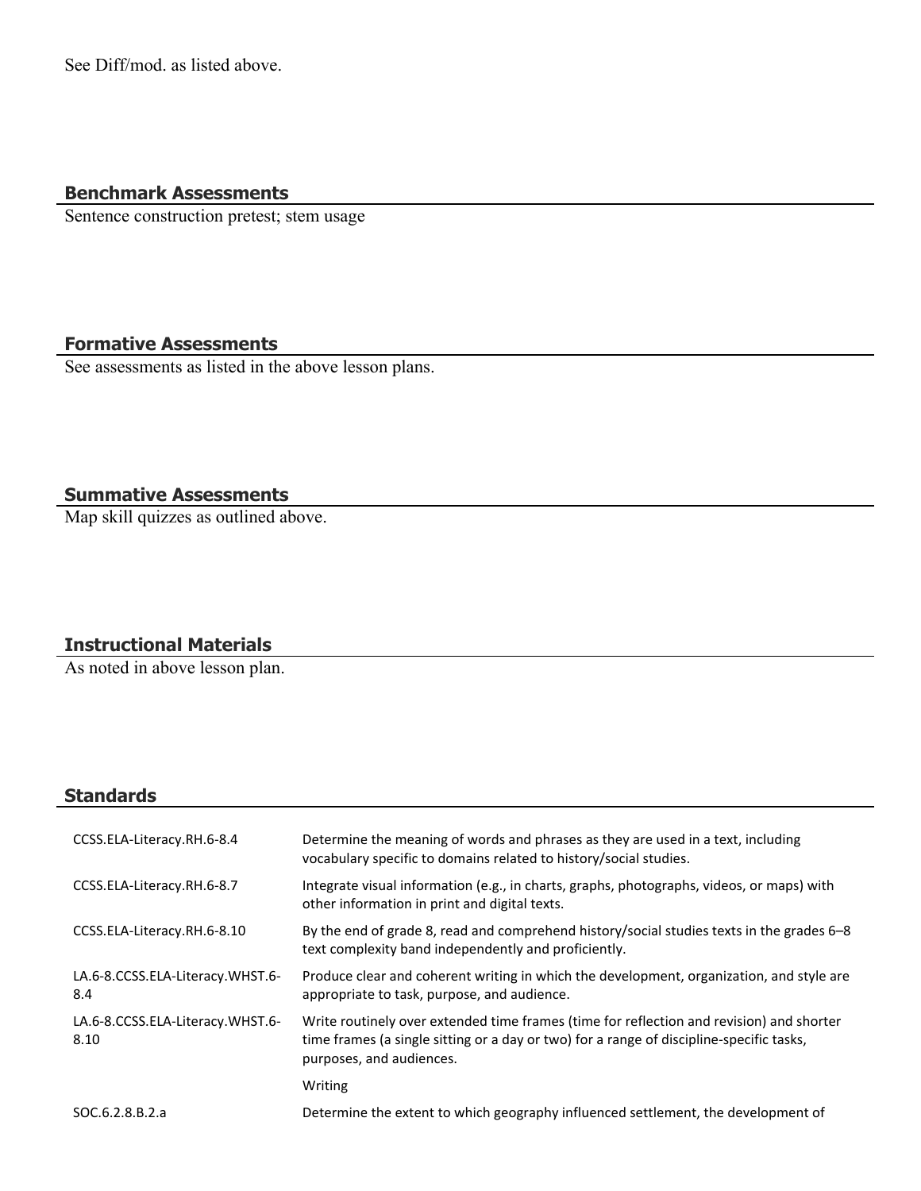See Diff/mod. as listed above.

## Benchmark Assessments

Sentence construction pretest; stem usage

## Formative Assessments

See assessments as listed in the above lesson plans.

## Summative Assessments

Map skill quizzes as outlined above.

## Instructional Materials

As noted in above lesson plan.

## Standards

| | |
|---|---|
| CCSS.ELA-Literacy.RH.6-8.4 | Determine the meaning of words and phrases as they are used in a text, including vocabulary specific to domains related to history/social studies. |
| CCSS.ELA-Literacy.RH.6-8.7 | Integrate visual information (e.g., in charts, graphs, photographs, videos, or maps) with other information in print and digital texts. |
| CCSS.ELA-Literacy.RH.6-8.10 | By the end of grade 8, read and comprehend history/social studies texts in the grades 6–8 text complexity band independently and proficiently. |
| LA.6-8.CCSS.ELA-Literacy.WHST.6-8.4 | Produce clear and coherent writing in which the development, organization, and style are appropriate to task, purpose, and audience. |
| LA.6-8.CCSS.ELA-Literacy.WHST.6-8.10 | Write routinely over extended time frames (time for reflection and revision) and shorter time frames (a single sitting or a day or two) for a range of discipline-specific tasks, purposes, and audiences. |
| | Writing |
| SOC.6.2.8.B.2.a | Determine the extent to which geography influenced settlement, the development of |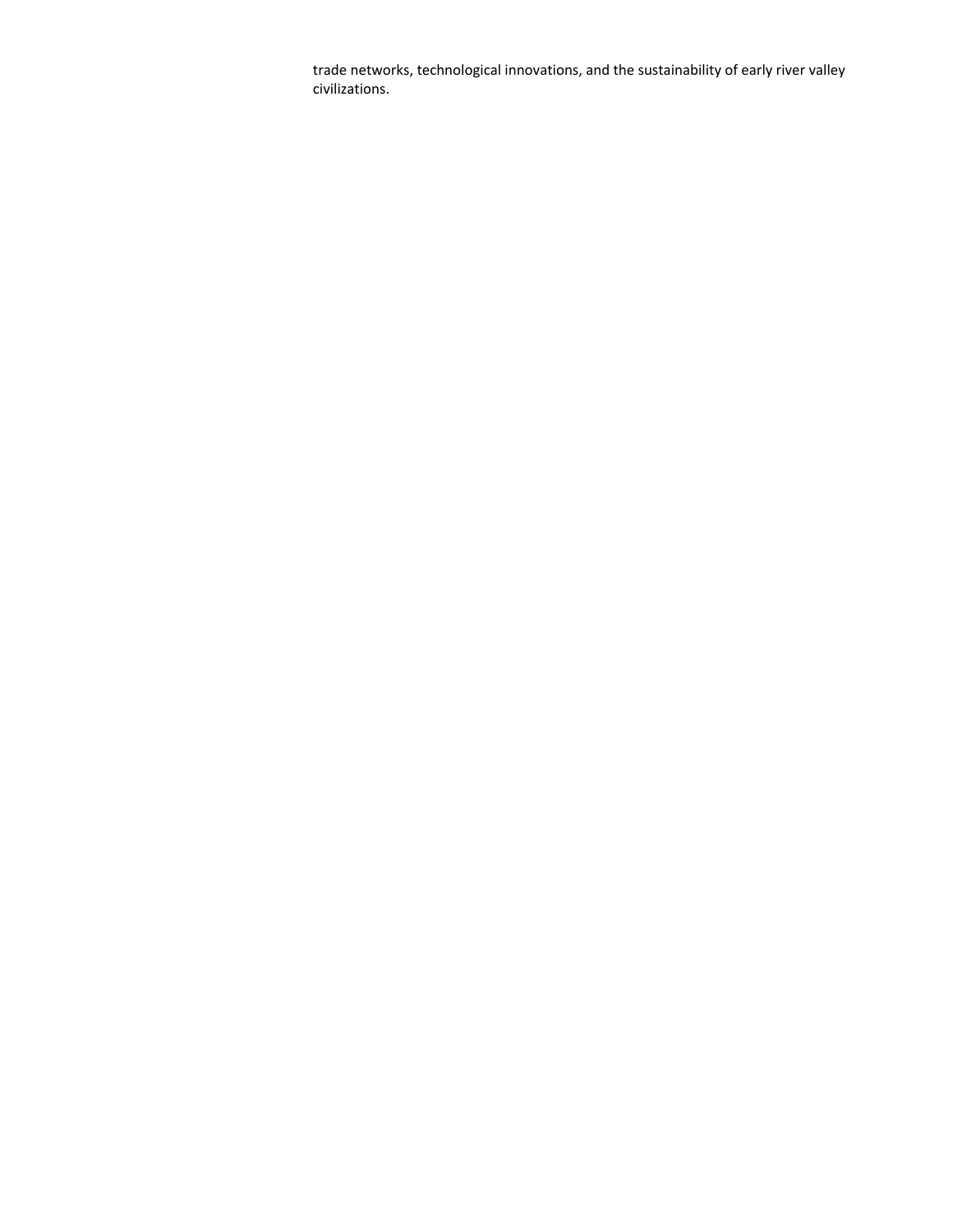trade networks, technological innovations, and the sustainability of early river valley civilizations.